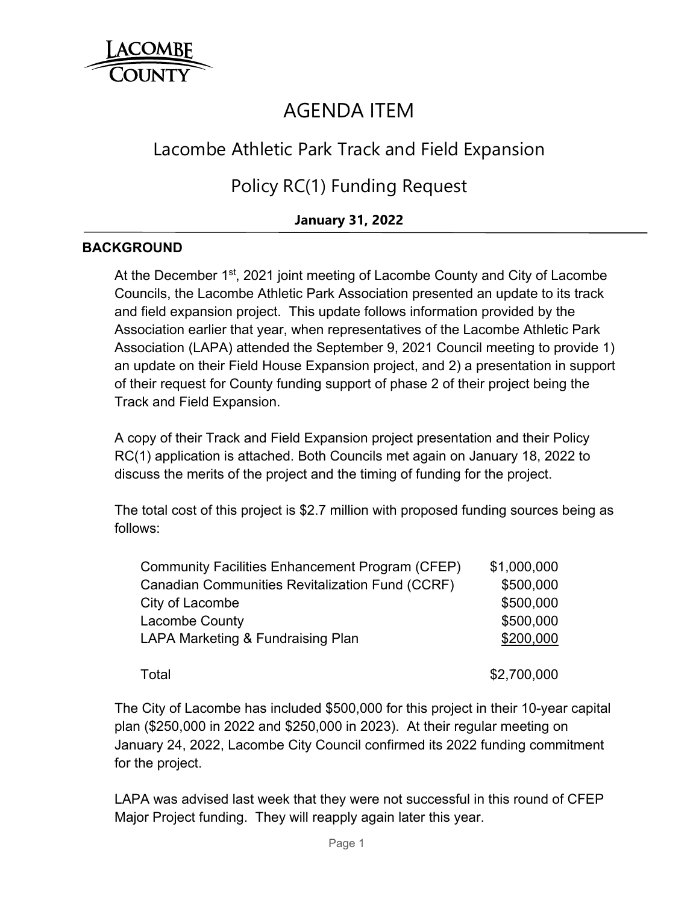LACOMBE COUNTY

# AGENDA ITEM

## Lacombe Athletic Park Track and Field Expansion

## Policy RC(1) Funding Request

**January 31, 2022**

### BACKGROUND

At the December 1st, 2021 joint meeting of Lacombe County and City of Lacombe Councils, the Lacombe Athletic Park Association presented an update to its track and field expansion project. This update follows information provided by the Association earlier that year, when representatives of the Lacombe Athletic Park Association (LAPA) attended the September 9, 2021 Council meeting to provide 1) an update on their Field House Expansion project, and 2) a presentation in support of their request for County funding support of phase 2 of their project being the Track and Field Expansion.

A copy of their Track and Field Expansion project presentation and their Policy RC(1) application is attached. Both Councils met again on January 18, 2022 to discuss the merits of the project and the timing of funding for the project.

The total cost of this project is $2.7 million with proposed funding sources being as follows:

| Funding Source | Amount |
|---|---|
| Community Facilities Enhancement Program (CFEP) | $1,000,000 |
| Canadian Communities Revitalization Fund (CCRF) | $500,000 |
| City of Lacombe | $500,000 |
| Lacombe County | $500,000 |
| LAPA Marketing & Fundraising Plan | $200,000 |
| Total | $2,700,000 |

The City of Lacombe has included $500,000 for this project in their 10-year capital plan ($250,000 in 2022 and $250,000 in 2023). At their regular meeting on January 24, 2022, Lacombe City Council confirmed its 2022 funding commitment for the project.

LAPA was advised last week that they were not successful in this round of CFEP Major Project funding. They will reapply again later this year.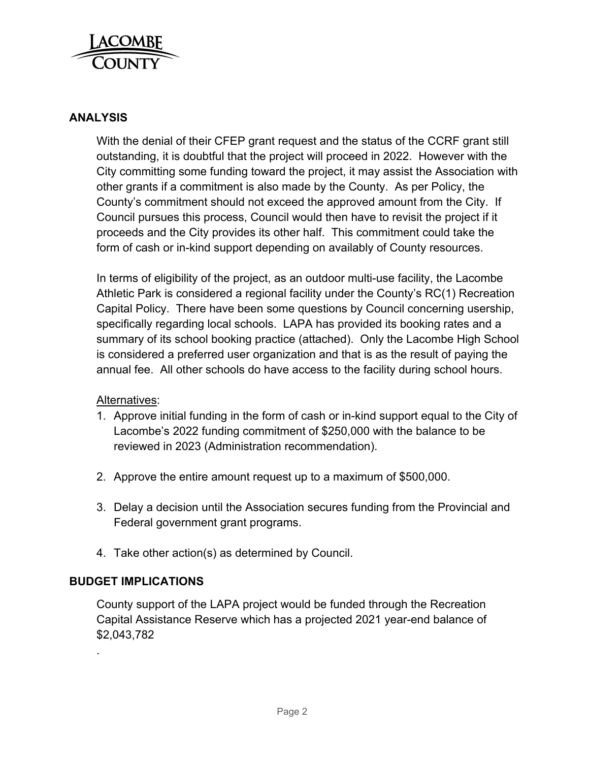## ANALYSIS

With the denial of their CFEP grant request and the status of the CCRF grant still outstanding, it is doubtful that the project will proceed in 2022. However with the City committing some funding toward the project, it may assist the Association with other grants if a commitment is also made by the County. As per Policy, the County's commitment should not exceed the approved amount from the City. If Council pursues this process, Council would then have to revisit the project if it proceeds and the City provides its other half. This commitment could take the form of cash or in-kind support depending on availably of County resources.

In terms of eligibility of the project, as an outdoor multi-use facility, the Lacombe Athletic Park is considered a regional facility under the County's RC(1) Recreation Capital Policy. There have been some questions by Council concerning usership, specifically regarding local schools. LAPA has provided its booking rates and a summary of its school booking practice (attached). Only the Lacombe High School is considered a preferred user organization and that is as the result of paying the annual fee. All other schools do have access to the facility during school hours.

Alternatives:

1. Approve initial funding in the form of cash or in-kind support equal to the City of Lacombe's 2022 funding commitment of $250,000 with the balance to be reviewed in 2023 (Administration recommendation).

2. Approve the entire amount request up to a maximum of $500,000.

3. Delay a decision until the Association secures funding from the Provincial and Federal government grant programs.

4. Take other action(s) as determined by Council.

## BUDGET IMPLICATIONS

County support of the LAPA project would be funded through the Recreation Capital Assistance Reserve which has a projected 2021 year-end balance of $2,043,782

.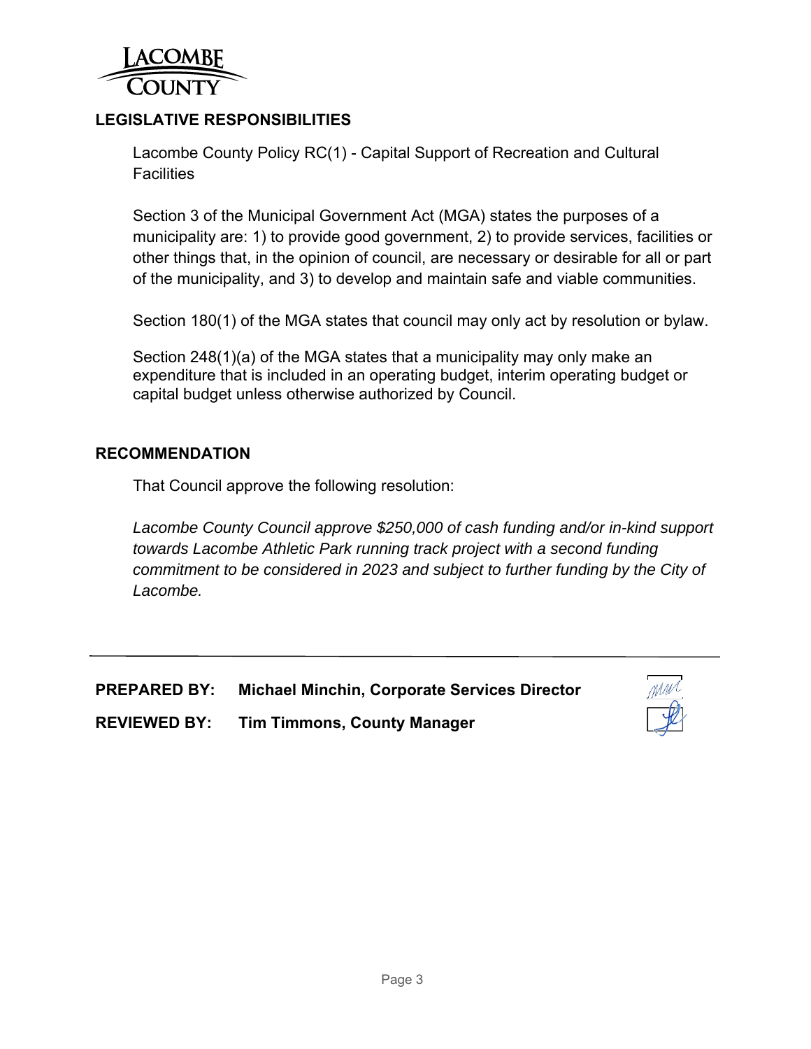## LEGISLATIVE RESPONSIBILITIES

Lacombe County Policy RC(1) - Capital Support of Recreation and Cultural Facilities

Section 3 of the Municipal Government Act (MGA) states the purposes of a municipality are: 1) to provide good government, 2) to provide services, facilities or other things that, in the opinion of council, are necessary or desirable for all or part of the municipality, and 3) to develop and maintain safe and viable communities.

Section 180(1) of the MGA states that council may only act by resolution or bylaw.

Section 248(1)(a) of the MGA states that a municipality may only make an expenditure that is included in an operating budget, interim operating budget or capital budget unless otherwise authorized by Council.

## RECOMMENDATION

That Council approve the following resolution:

*Lacombe County Council approve $250,000 of cash funding and/or in-kind support towards Lacombe Athletic Park running track project with a second funding commitment to be considered in 2023 and subject to further funding by the City of Lacombe.*

---

**PREPARED BY:** **Michael Minchin, Corporate Services Director**

**REVIEWED BY:** **Tim Timmons, County Manager**